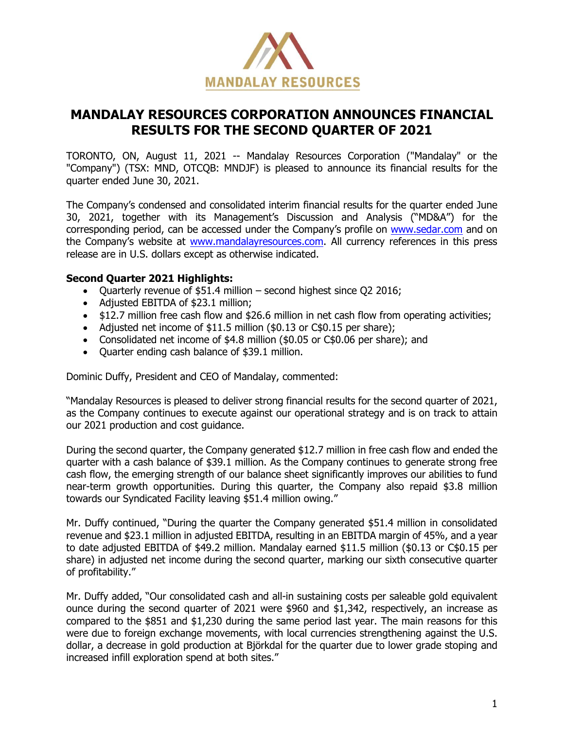# MANDALAY RESOURCES CORPORATION ANNOUNCES FINANCIAL RESULTS FOR THE SECOND QUARTER OF 2021

TORONTO, ON, August 11, 2021 -- Mandalay Resources Corporation ("Mandalay" or the "Company") (TSX: MND, OTCQB: MNDJF) is pleased to announce its financial results for the quarter ended June 30, 2021.

The Company's condensed and consolidated interim financial results for the quarter ended June 30, 2021, together with its Management's Discussion and Analysis ("MD&A") for the corresponding period, can be accessed under the Company's profile on www.sedar.com and on the Company's website at www.mandalayresources.com. All currency references in this press release are in U.S. dollars except as otherwise indicated.

**Second Quarter 2021 Highlights:**

- Quarterly revenue of $51.4 million – second highest since Q2 2016;
- Adjusted EBITDA of $23.1 million;
- $12.7 million free cash flow and $26.6 million in net cash flow from operating activities;
- Adjusted net income of $11.5 million ($0.13 or C$0.15 per share);
- Consolidated net income of $4.8 million ($0.05 or C$0.06 per share); and
- Quarter ending cash balance of $39.1 million.

Dominic Duffy, President and CEO of Mandalay, commented:

"Mandalay Resources is pleased to deliver strong financial results for the second quarter of 2021, as the Company continues to execute against our operational strategy and is on track to attain our 2021 production and cost guidance.

During the second quarter, the Company generated $12.7 million in free cash flow and ended the quarter with a cash balance of $39.1 million. As the Company continues to generate strong free cash flow, the emerging strength of our balance sheet significantly improves our abilities to fund near-term growth opportunities. During this quarter, the Company also repaid $3.8 million towards our Syndicated Facility leaving $51.4 million owing."

Mr. Duffy continued, "During the quarter the Company generated $51.4 million in consolidated revenue and $23.1 million in adjusted EBITDA, resulting in an EBITDA margin of 45%, and a year to date adjusted EBITDA of $49.2 million. Mandalay earned $11.5 million ($0.13 or C$0.15 per share) in adjusted net income during the second quarter, marking our sixth consecutive quarter of profitability."

Mr. Duffy added, "Our consolidated cash and all-in sustaining costs per saleable gold equivalent ounce during the second quarter of 2021 were $960 and $1,342, respectively, an increase as compared to the $851 and $1,230 during the same period last year. The main reasons for this were due to foreign exchange movements, with local currencies strengthening against the U.S. dollar, a decrease in gold production at Björkdal for the quarter due to lower grade stoping and increased infill exploration spend at both sites."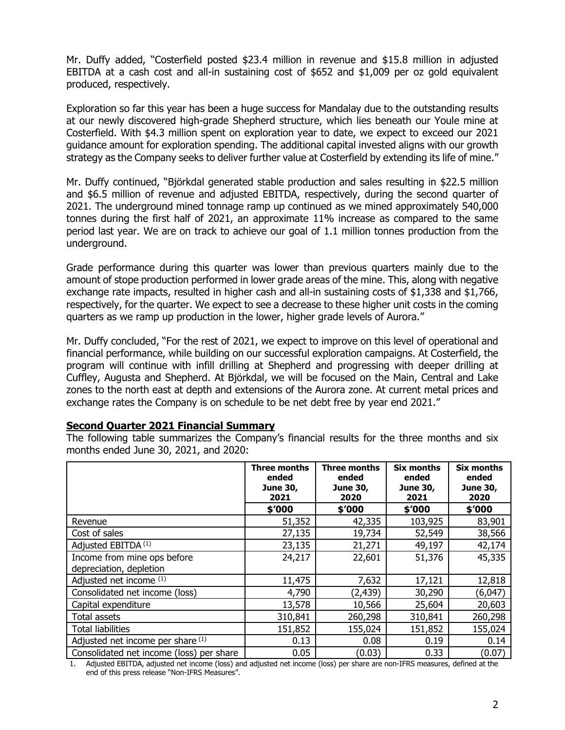Mr. Duffy added, "Costerfield posted $23.4 million in revenue and $15.8 million in adjusted EBITDA at a cash cost and all-in sustaining cost of $652 and $1,009 per oz gold equivalent produced, respectively.

Exploration so far this year has been a huge success for Mandalay due to the outstanding results at our newly discovered high-grade Shepherd structure, which lies beneath our Youle mine at Costerfield. With $4.3 million spent on exploration year to date, we expect to exceed our 2021 guidance amount for exploration spending. The additional capital invested aligns with our growth strategy as the Company seeks to deliver further value at Costerfield by extending its life of mine."

Mr. Duffy continued, "Björkdal generated stable production and sales resulting in $22.5 million and $6.5 million of revenue and adjusted EBITDA, respectively, during the second quarter of 2021. The underground mined tonnage ramp up continued as we mined approximately 540,000 tonnes during the first half of 2021, an approximate 11% increase as compared to the same period last year. We are on track to achieve our goal of 1.1 million tonnes production from the underground.

Grade performance during this quarter was lower than previous quarters mainly due to the amount of stope production performed in lower grade areas of the mine. This, along with negative exchange rate impacts, resulted in higher cash and all-in sustaining costs of $1,338 and $1,766, respectively, for the quarter. We expect to see a decrease to these higher unit costs in the coming quarters as we ramp up production in the lower, higher grade levels of Aurora."

Mr. Duffy concluded, "For the rest of 2021, we expect to improve on this level of operational and financial performance, while building on our successful exploration campaigns. At Costerfield, the program will continue with infill drilling at Shepherd and progressing with deeper drilling at Cuffley, Augusta and Shepherd. At Björkdal, we will be focused on the Main, Central and Lake zones to the north east at depth and extensions of the Aurora zone. At current metal prices and exchange rates the Company is on schedule to be net debt free by year end 2021."

## Second Quarter 2021 Financial Summary

The following table summarizes the Company's financial results for the three months and six months ended June 30, 2021, and 2020:

| | Three months ended June 30, 2021 | Three months ended June 30, 2020 | Six months ended June 30, 2021 | Six months ended June 30, 2020 |
|---|---|---|---|---|
| | $'000 | $'000 | $'000 | $'000 |
| Revenue | 51,352 | 42,335 | 103,925 | 83,901 |
| Cost of sales | 27,135 | 19,734 | 52,549 | 38,566 |
| Adjusted EBITDA (1) | 23,135 | 21,271 | 49,197 | 42,174 |
| Income from mine ops before depreciation, depletion | 24,217 | 22,601 | 51,376 | 45,335 |
| Adjusted net income (1) | 11,475 | 7,632 | 17,121 | 12,818 |
| Consolidated net income (loss) | 4,790 | (2,439) | 30,290 | (6,047) |
| Capital expenditure | 13,578 | 10,566 | 25,604 | 20,603 |
| Total assets | 310,841 | 260,298 | 310,841 | 260,298 |
| Total liabilities | 151,852 | 155,024 | 151,852 | 155,024 |
| Adjusted net income per share (1) | 0.13 | 0.08 | 0.19 | 0.14 |
| Consolidated net income (loss) per share | 0.05 | (0.03) | 0.33 | (0.07) |

1. Adjusted EBITDA, adjusted net income (loss) and adjusted net income (loss) per share are non-IFRS measures, defined at the end of this press release "Non-IFRS Measures".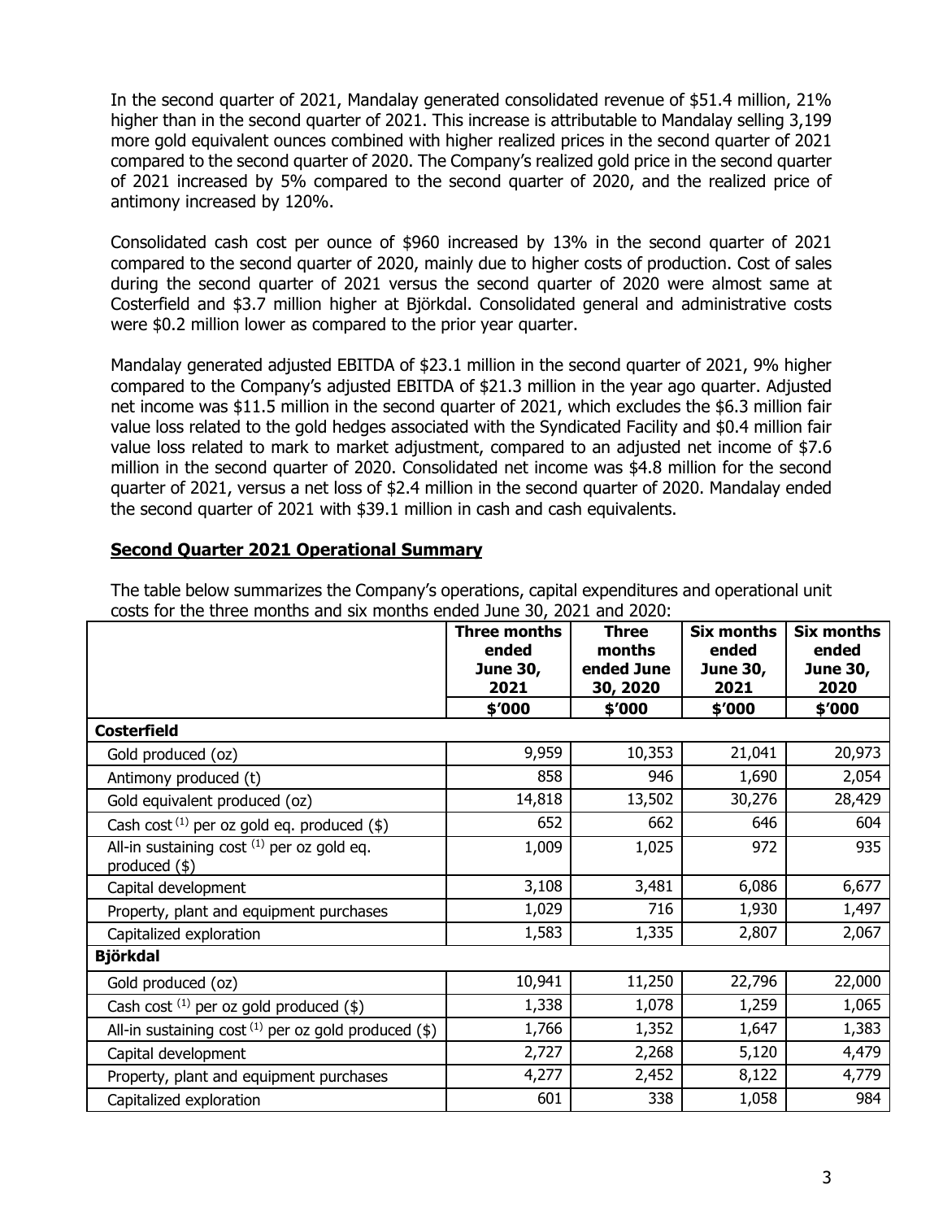In the second quarter of 2021, Mandalay generated consolidated revenue of $51.4 million, 21% higher than in the second quarter of 2021. This increase is attributable to Mandalay selling 3,199 more gold equivalent ounces combined with higher realized prices in the second quarter of 2021 compared to the second quarter of 2020. The Company's realized gold price in the second quarter of 2021 increased by 5% compared to the second quarter of 2020, and the realized price of antimony increased by 120%.

Consolidated cash cost per ounce of $960 increased by 13% in the second quarter of 2021 compared to the second quarter of 2020, mainly due to higher costs of production. Cost of sales during the second quarter of 2021 versus the second quarter of 2020 were almost same at Costerfield and $3.7 million higher at Björkdal. Consolidated general and administrative costs were $0.2 million lower as compared to the prior year quarter.

Mandalay generated adjusted EBITDA of $23.1 million in the second quarter of 2021, 9% higher compared to the Company's adjusted EBITDA of $21.3 million in the year ago quarter. Adjusted net income was $11.5 million in the second quarter of 2021, which excludes the $6.3 million fair value loss related to the gold hedges associated with the Syndicated Facility and $0.4 million fair value loss related to mark to market adjustment, compared to an adjusted net income of $7.6 million in the second quarter of 2020. Consolidated net income was $4.8 million for the second quarter of 2021, versus a net loss of $2.4 million in the second quarter of 2020. Mandalay ended the second quarter of 2021 with $39.1 million in cash and cash equivalents.

## Second Quarter 2021 Operational Summary

The table below summarizes the Company's operations, capital expenditures and operational unit costs for the three months and six months ended June 30, 2021 and 2020:

| | Three months ended June 30, 2021 | Three months ended June 30, 2020 | Six months ended June 30, 2021 | Six months ended June 30, 2020 |
|---|---|---|---|---|
| | $'000 | $'000 | $'000 | $'000 |
| **Costerfield** | | | | |
| Gold produced (oz) | 9,959 | 10,353 | 21,041 | 20,973 |
| Antimony produced (t) | 858 | 946 | 1,690 | 2,054 |
| Gold equivalent produced (oz) | 14,818 | 13,502 | 30,276 | 28,429 |
| Cash cost [(1)] per oz gold eq. produced ($) | 652 | 662 | 646 | 604 |
| All-in sustaining cost [(1)] per oz gold eq. produced ($) | 1,009 | 1,025 | 972 | 935 |
| Capital development | 3,108 | 3,481 | 6,086 | 6,677 |
| Property, plant and equipment purchases | 1,029 | 716 | 1,930 | 1,497 |
| Capitalized exploration | 1,583 | 1,335 | 2,807 | 2,067 |
| **Björkdal** | | | | |
| Gold produced (oz) | 10,941 | 11,250 | 22,796 | 22,000 |
| Cash cost [(1)] per oz gold produced ($) | 1,338 | 1,078 | 1,259 | 1,065 |
| All-in sustaining cost [(1)] per oz gold produced ($) | 1,766 | 1,352 | 1,647 | 1,383 |
| Capital development | 2,727 | 2,268 | 5,120 | 4,479 |
| Property, plant and equipment purchases | 4,277 | 2,452 | 8,122 | 4,779 |
| Capitalized exploration | 601 | 338 | 1,058 | 984 |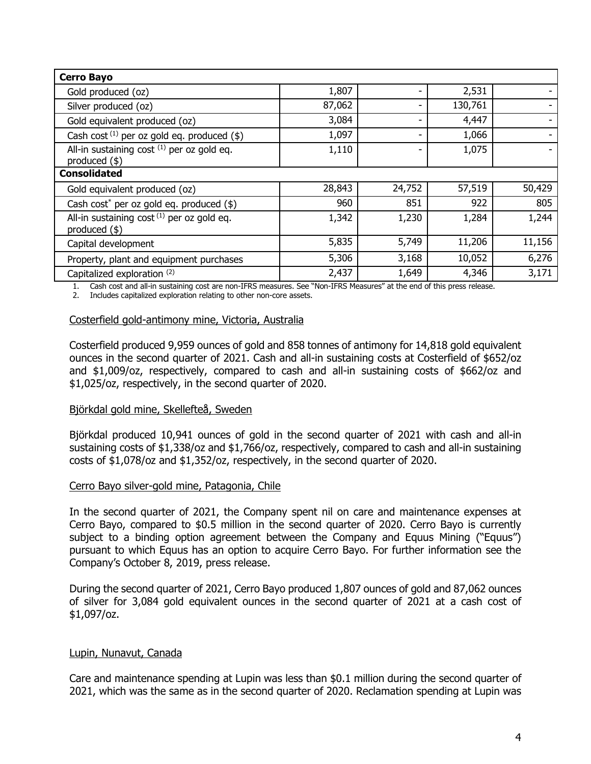| **Cerro Bayo** | | | | |
| --- | --- | --- | --- | --- |
| Gold produced (oz) | 1,807 | - | 2,531 | - |
| Silver produced (oz) | 87,062 | - | 130,761 | - |
| Gold equivalent produced (oz) | 3,084 | - | 4,447 | - |
| Cash cost [(1)] per oz gold eq. produced ($) | 1,097 | - | 1,066 | - |
| All-in sustaining cost [(1)] per oz gold eq. produced ($) | 1,110 | - | 1,075 | - |
| **Consolidated** | | | | |
| Gold equivalent produced (oz) | 28,843 | 24,752 | 57,519 | 50,429 |
| Cash cost* per oz gold eq. produced ($) | 960 | 851 | 922 | 805 |
| All-in sustaining cost [(1)] per oz gold eq. produced ($) | 1,342 | 1,230 | 1,284 | 1,244 |
| Capital development | 5,835 | 5,749 | 11,206 | 11,156 |
| Property, plant and equipment purchases | 5,306 | 3,168 | 10,052 | 6,276 |
| Capitalized exploration [(2)] | 2,437 | 1,649 | 4,346 | 3,171 |

1. Cash cost and all-in sustaining cost are non-IFRS measures. See "Non-IFRS Measures" at the end of this press release.
2. Includes capitalized exploration relating to other non-core assets.

Costerfield gold-antimony mine, Victoria, Australia

Costerfield produced 9,959 ounces of gold and 858 tonnes of antimony for 14,818 gold equivalent ounces in the second quarter of 2021. Cash and all-in sustaining costs at Costerfield of $652/oz and $1,009/oz, respectively, compared to cash and all-in sustaining costs of $662/oz and $1,025/oz, respectively, in the second quarter of 2020.

Björkdal gold mine, Skellefteå, Sweden

Björkdal produced 10,941 ounces of gold in the second quarter of 2021 with cash and all-in sustaining costs of $1,338/oz and $1,766/oz, respectively, compared to cash and all-in sustaining costs of $1,078/oz and $1,352/oz, respectively, in the second quarter of 2020.

Cerro Bayo silver-gold mine, Patagonia, Chile

In the second quarter of 2021, the Company spent nil on care and maintenance expenses at Cerro Bayo, compared to $0.5 million in the second quarter of 2020. Cerro Bayo is currently subject to a binding option agreement between the Company and Equus Mining ("Equus") pursuant to which Equus has an option to acquire Cerro Bayo. For further information see the Company's October 8, 2019, press release.

During the second quarter of 2021, Cerro Bayo produced 1,807 ounces of gold and 87,062 ounces of silver for 3,084 gold equivalent ounces in the second quarter of 2021 at a cash cost of $1,097/oz.

Lupin, Nunavut, Canada

Care and maintenance spending at Lupin was less than $0.1 million during the second quarter of 2021, which was the same as in the second quarter of 2020. Reclamation spending at Lupin was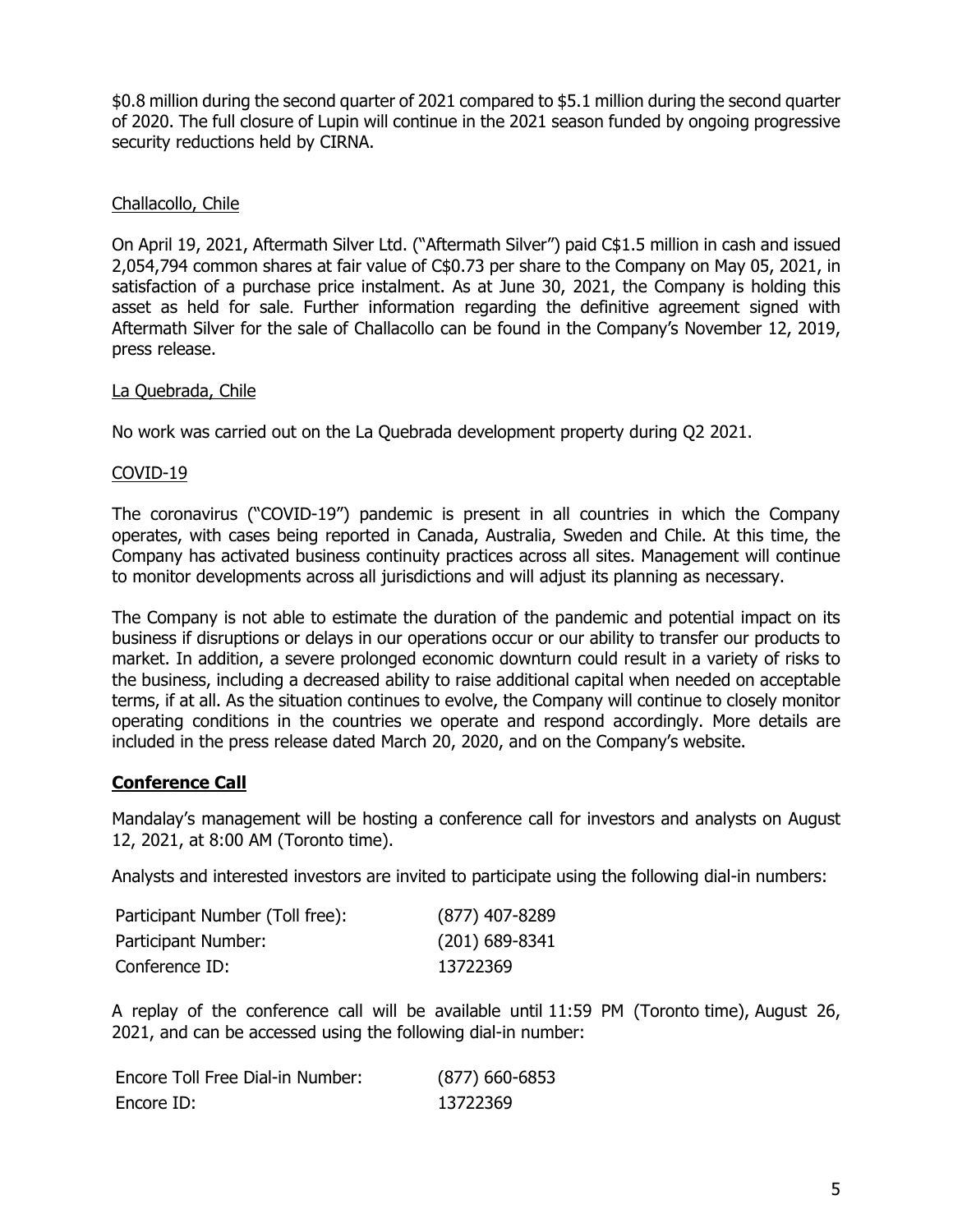$0.8 million during the second quarter of 2021 compared to $5.1 million during the second quarter of 2020. The full closure of Lupin will continue in the 2021 season funded by ongoing progressive security reductions held by CIRNA.

Challacollo, Chile

On April 19, 2021, Aftermath Silver Ltd. ("Aftermath Silver") paid C$1.5 million in cash and issued 2,054,794 common shares at fair value of C$0.73 per share to the Company on May 05, 2021, in satisfaction of a purchase price instalment. As at June 30, 2021, the Company is holding this asset as held for sale. Further information regarding the definitive agreement signed with Aftermath Silver for the sale of Challacollo can be found in the Company's November 12, 2019, press release.

La Quebrada, Chile

No work was carried out on the La Quebrada development property during Q2 2021.

COVID-19

The coronavirus ("COVID-19") pandemic is present in all countries in which the Company operates, with cases being reported in Canada, Australia, Sweden and Chile. At this time, the Company has activated business continuity practices across all sites. Management will continue to monitor developments across all jurisdictions and will adjust its planning as necessary.

The Company is not able to estimate the duration of the pandemic and potential impact on its business if disruptions or delays in our operations occur or our ability to transfer our products to market. In addition, a severe prolonged economic downturn could result in a variety of risks to the business, including a decreased ability to raise additional capital when needed on acceptable terms, if at all. As the situation continues to evolve, the Company will continue to closely monitor operating conditions in the countries we operate and respond accordingly. More details are included in the press release dated March 20, 2020, and on the Company's website.

## Conference Call

Mandalay's management will be hosting a conference call for investors and analysts on August 12, 2021, at 8:00 AM (Toronto time).

Analysts and interested investors are invited to participate using the following dial-in numbers:

| | |
|---|---|
| Participant Number (Toll free): | (877) 407-8289 |
| Participant Number: | (201) 689-8341 |
| Conference ID: | 13722369 |

A replay of the conference call will be available until 11:59 PM (Toronto time), August 26, 2021, and can be accessed using the following dial-in number:

| | |
|---|---|
| Encore Toll Free Dial-in Number: | (877) 660-6853 |
| Encore ID: | 13722369 |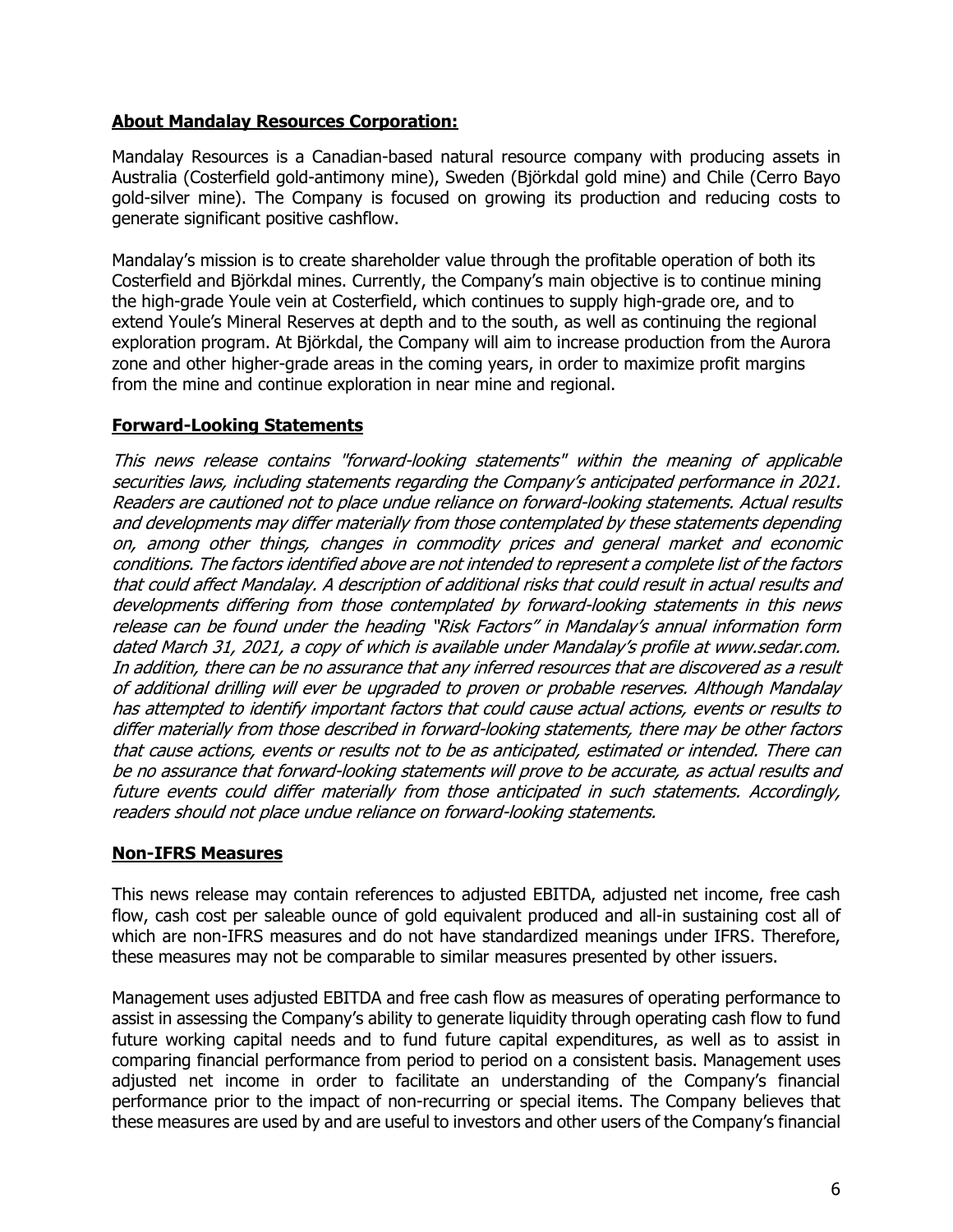## **About Mandalay Resources Corporation:**

Mandalay Resources is a Canadian-based natural resource company with producing assets in Australia (Costerfield gold-antimony mine), Sweden (Björkdal gold mine) and Chile (Cerro Bayo gold-silver mine). The Company is focused on growing its production and reducing costs to generate significant positive cashflow.

Mandalay's mission is to create shareholder value through the profitable operation of both its Costerfield and Björkdal mines. Currently, the Company's main objective is to continue mining the high-grade Youle vein at Costerfield, which continues to supply high-grade ore, and to extend Youle's Mineral Reserves at depth and to the south, as well as continuing the regional exploration program. At Björkdal, the Company will aim to increase production from the Aurora zone and other higher-grade areas in the coming years, in order to maximize profit margins from the mine and continue exploration in near mine and regional.

## **Forward-Looking Statements**

*This news release contains "forward-looking statements" within the meaning of applicable securities laws, including statements regarding the Company's anticipated performance in 2021. Readers are cautioned not to place undue reliance on forward-looking statements. Actual results and developments may differ materially from those contemplated by these statements depending on, among other things, changes in commodity prices and general market and economic conditions. The factors identified above are not intended to represent a complete list of the factors that could affect Mandalay. A description of additional risks that could result in actual results and developments differing from those contemplated by forward-looking statements in this news release can be found under the heading "Risk Factors" in Mandalay's annual information form dated March 31, 2021, a copy of which is available under Mandalay's profile at www.sedar.com. In addition, there can be no assurance that any inferred resources that are discovered as a result of additional drilling will ever be upgraded to proven or probable reserves. Although Mandalay has attempted to identify important factors that could cause actual actions, events or results to differ materially from those described in forward-looking statements, there may be other factors that cause actions, events or results not to be as anticipated, estimated or intended. There can be no assurance that forward-looking statements will prove to be accurate, as actual results and future events could differ materially from those anticipated in such statements. Accordingly, readers should not place undue reliance on forward-looking statements.*

## **Non-IFRS Measures**

This news release may contain references to adjusted EBITDA, adjusted net income, free cash flow, cash cost per saleable ounce of gold equivalent produced and all-in sustaining cost all of which are non-IFRS measures and do not have standardized meanings under IFRS. Therefore, these measures may not be comparable to similar measures presented by other issuers.

Management uses adjusted EBITDA and free cash flow as measures of operating performance to assist in assessing the Company's ability to generate liquidity through operating cash flow to fund future working capital needs and to fund future capital expenditures, as well as to assist in comparing financial performance from period to period on a consistent basis. Management uses adjusted net income in order to facilitate an understanding of the Company's financial performance prior to the impact of non-recurring or special items. The Company believes that these measures are used by and are useful to investors and other users of the Company's financial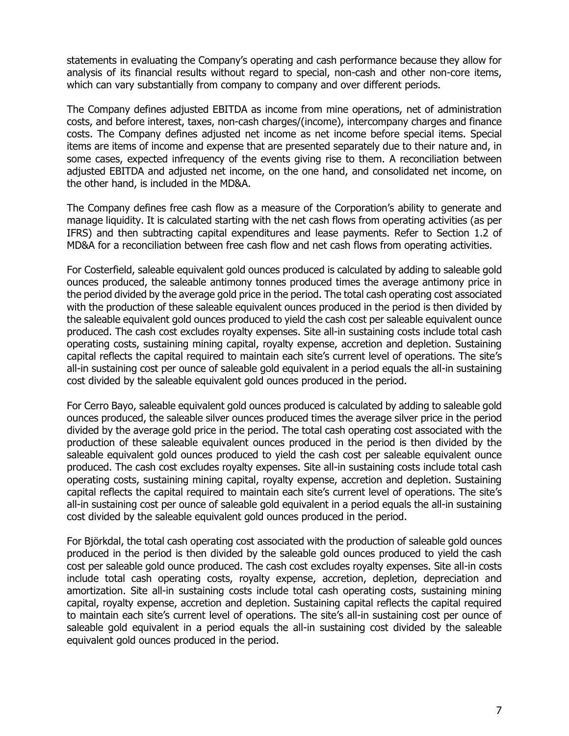statements in evaluating the Company's operating and cash performance because they allow for analysis of its financial results without regard to special, non-cash and other non-core items, which can vary substantially from company to company and over different periods.

The Company defines adjusted EBITDA as income from mine operations, net of administration costs, and before interest, taxes, non-cash charges/(income), intercompany charges and finance costs. The Company defines adjusted net income as net income before special items. Special items are items of income and expense that are presented separately due to their nature and, in some cases, expected infrequency of the events giving rise to them. A reconciliation between adjusted EBITDA and adjusted net income, on the one hand, and consolidated net income, on the other hand, is included in the MD&A.

The Company defines free cash flow as a measure of the Corporation's ability to generate and manage liquidity. It is calculated starting with the net cash flows from operating activities (as per IFRS) and then subtracting capital expenditures and lease payments. Refer to Section 1.2 of MD&A for a reconciliation between free cash flow and net cash flows from operating activities.

For Costerfield, saleable equivalent gold ounces produced is calculated by adding to saleable gold ounces produced, the saleable antimony tonnes produced times the average antimony price in the period divided by the average gold price in the period. The total cash operating cost associated with the production of these saleable equivalent ounces produced in the period is then divided by the saleable equivalent gold ounces produced to yield the cash cost per saleable equivalent ounce produced. The cash cost excludes royalty expenses. Site all-in sustaining costs include total cash operating costs, sustaining mining capital, royalty expense, accretion and depletion. Sustaining capital reflects the capital required to maintain each site's current level of operations. The site's all-in sustaining cost per ounce of saleable gold equivalent in a period equals the all-in sustaining cost divided by the saleable equivalent gold ounces produced in the period.

For Cerro Bayo, saleable equivalent gold ounces produced is calculated by adding to saleable gold ounces produced, the saleable silver ounces produced times the average silver price in the period divided by the average gold price in the period. The total cash operating cost associated with the production of these saleable equivalent ounces produced in the period is then divided by the saleable equivalent gold ounces produced to yield the cash cost per saleable equivalent ounce produced. The cash cost excludes royalty expenses. Site all-in sustaining costs include total cash operating costs, sustaining mining capital, royalty expense, accretion and depletion. Sustaining capital reflects the capital required to maintain each site's current level of operations. The site's all-in sustaining cost per ounce of saleable gold equivalent in a period equals the all-in sustaining cost divided by the saleable equivalent gold ounces produced in the period.

For Björkdal, the total cash operating cost associated with the production of saleable gold ounces produced in the period is then divided by the saleable gold ounces produced to yield the cash cost per saleable gold ounce produced. The cash cost excludes royalty expenses. Site all-in costs include total cash operating costs, royalty expense, accretion, depletion, depreciation and amortization. Site all-in sustaining costs include total cash operating costs, sustaining mining capital, royalty expense, accretion and depletion. Sustaining capital reflects the capital required to maintain each site's current level of operations. The site's all-in sustaining cost per ounce of saleable gold equivalent in a period equals the all-in sustaining cost divided by the saleable equivalent gold ounces produced in the period.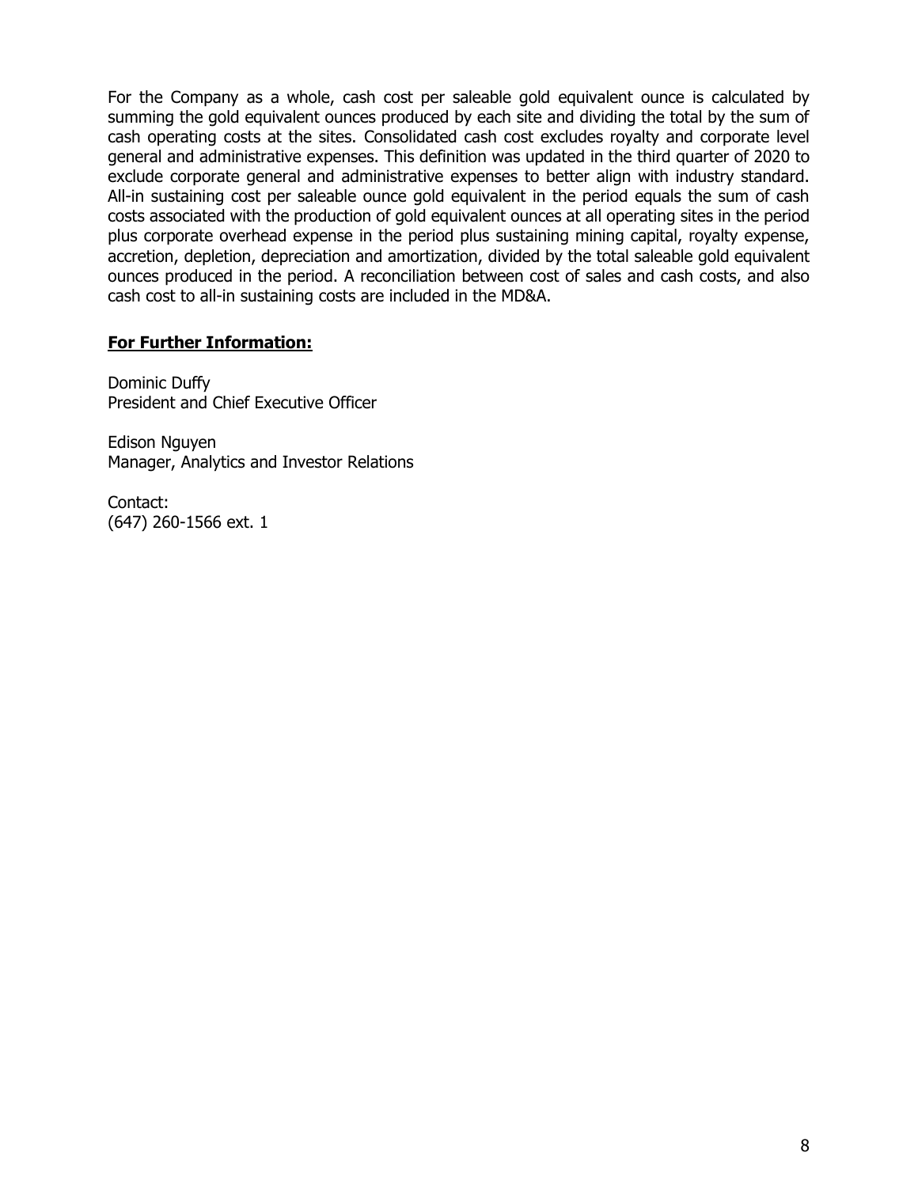For the Company as a whole, cash cost per saleable gold equivalent ounce is calculated by summing the gold equivalent ounces produced by each site and dividing the total by the sum of cash operating costs at the sites. Consolidated cash cost excludes royalty and corporate level general and administrative expenses. This definition was updated in the third quarter of 2020 to exclude corporate general and administrative expenses to better align with industry standard. All-in sustaining cost per saleable ounce gold equivalent in the period equals the sum of cash costs associated with the production of gold equivalent ounces at all operating sites in the period plus corporate overhead expense in the period plus sustaining mining capital, royalty expense, accretion, depletion, depreciation and amortization, divided by the total saleable gold equivalent ounces produced in the period. A reconciliation between cost of sales and cash costs, and also cash cost to all-in sustaining costs are included in the MD&A.

**For Further Information:**

Dominic Duffy
President and Chief Executive Officer

Edison Nguyen
Manager, Analytics and Investor Relations

Contact:
(647) 260-1566 ext. 1